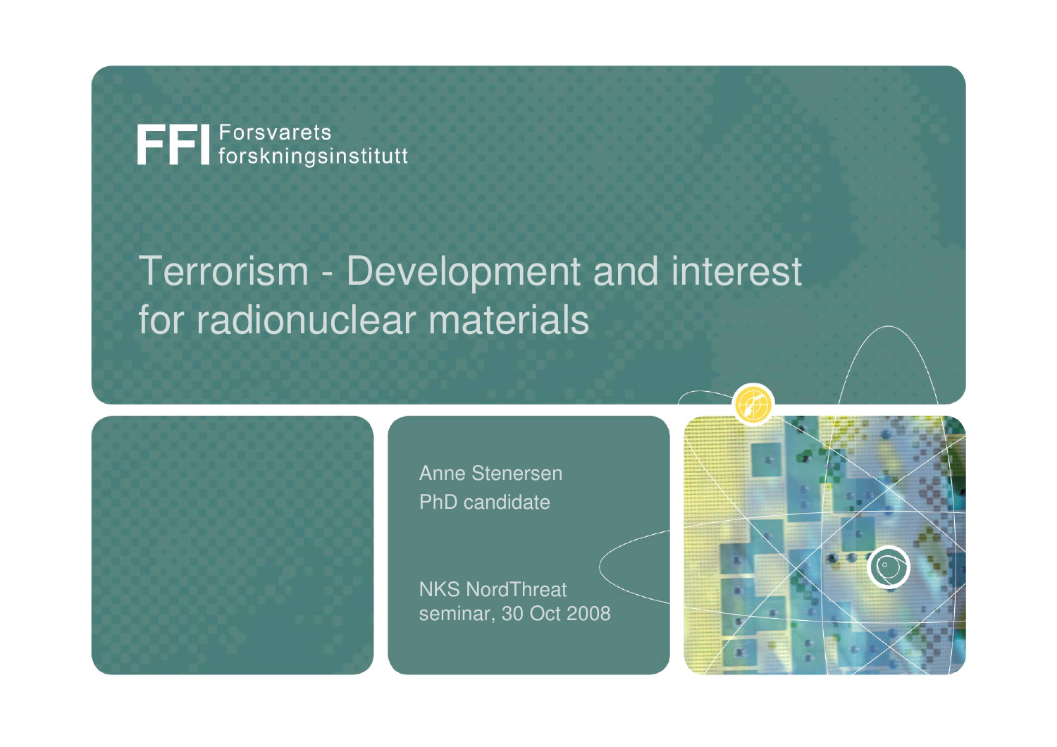FFI Forsvarets forskningsinstitutt

# Terrorism - Development and interest for radionuclear materials

Anne Stenersen
PhD candidate

NKS NordThreat
seminar, 30 Oct 2008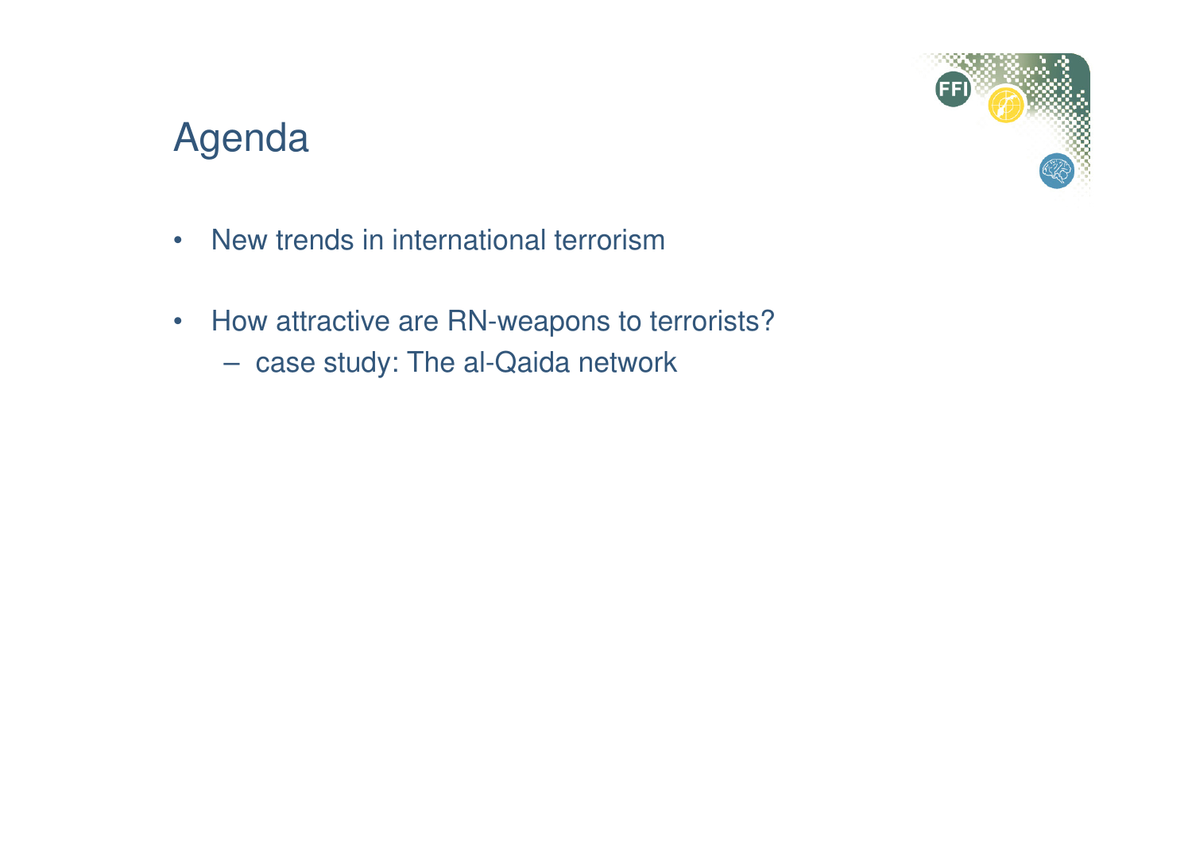# Agenda

- New trends in international terrorism
- How attractive are RN-weapons to terrorists?
  - case study: The al-Qaida network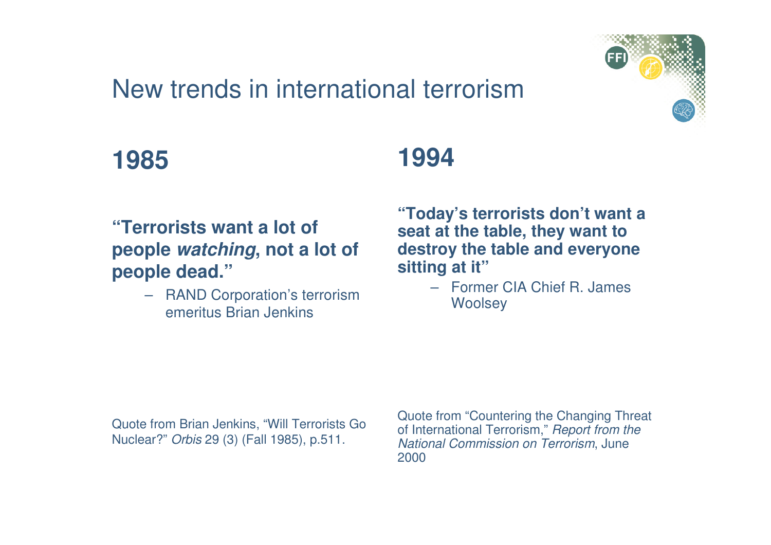# New trends in international terrorism

## 1985

**"Terrorists want a lot of people *watching*, not a lot of people dead."**

– RAND Corporation's terrorism emeritus Brian Jenkins

Quote from Brian Jenkins, "Will Terrorists Go Nuclear?" *Orbis* 29 (3) (Fall 1985), p.511.

## 1994

**"Today's terrorists don't want a seat at the table, they want to destroy the table and everyone sitting at it"**

– Former CIA Chief R. James Woolsey

Quote from "Countering the Changing Threat of International Terrorism," *Report from the National Commission on Terrorism*, June 2000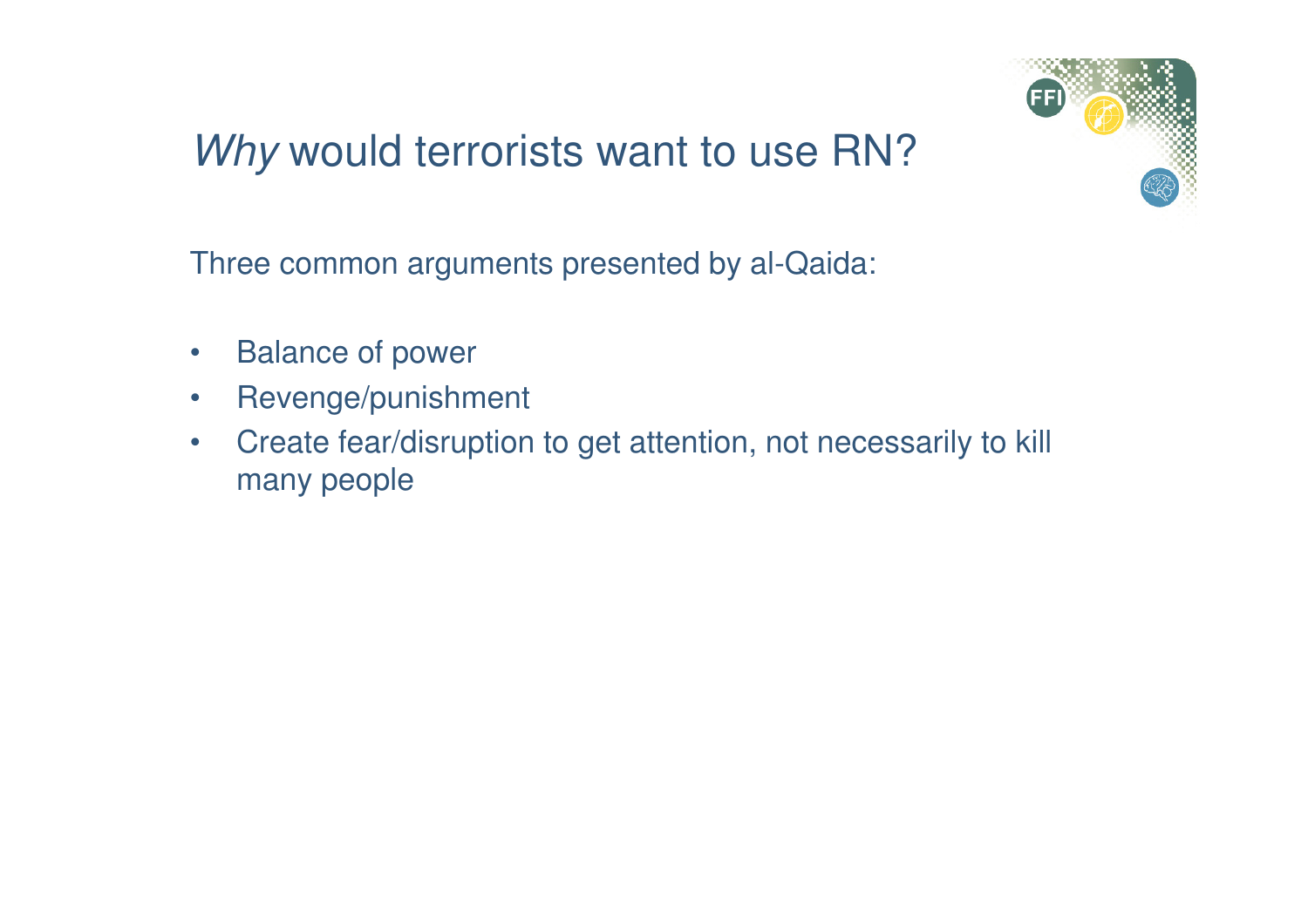# *Why* would terrorists want to use RN?

Three common arguments presented by al-Qaida:

- Balance of power
- Revenge/punishment
- Create fear/disruption to get attention, not necessarily to kill many people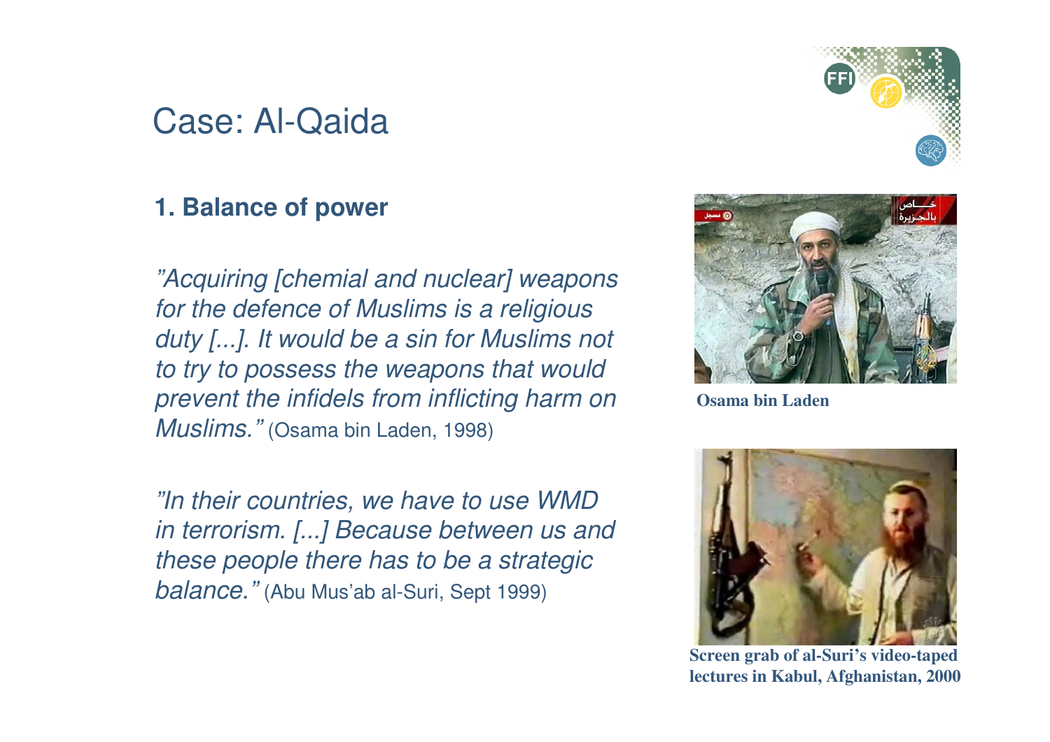# Case: Al-Qaida

## 1. Balance of power

*"Acquiring [chemial and nuclear] weapons for the defence of Muslims is a religious duty [...]. It would be a sin for Muslims not to try to possess the weapons that would prevent the infidels from inflicting harm on Muslims."* (Osama bin Laden, 1998)

*"In their countries, we have to use WMD in terrorism. [...] Because between us and these people there has to be a strategic balance."* (Abu Mus'ab al-Suri, Sept 1999)

**Osama bin Laden**

**Screen grab of al-Suri's video-taped lectures in Kabul, Afghanistan, 2000**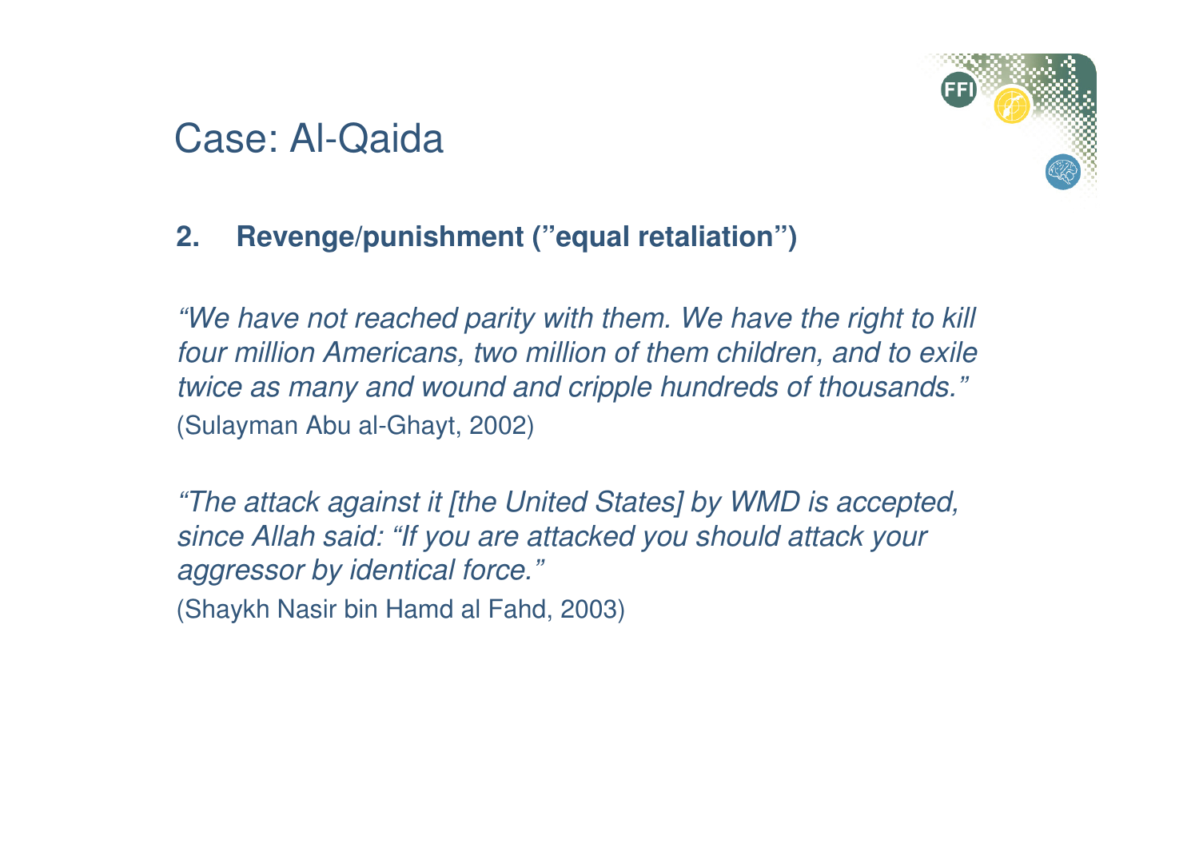# Case: Al-Qaida

**2. Revenge/punishment (”equal retaliation”)**

*“We have not reached parity with them. We have the right to kill four million Americans, two million of them children, and to exile twice as many and wound and cripple hundreds of thousands.”*
(Sulayman Abu al-Ghayt, 2002)

*“The attack against it [the United States] by WMD is accepted, since Allah said: “If you are attacked you should attack your aggressor by identical force.”*
(Shaykh Nasir bin Hamd al Fahd, 2003)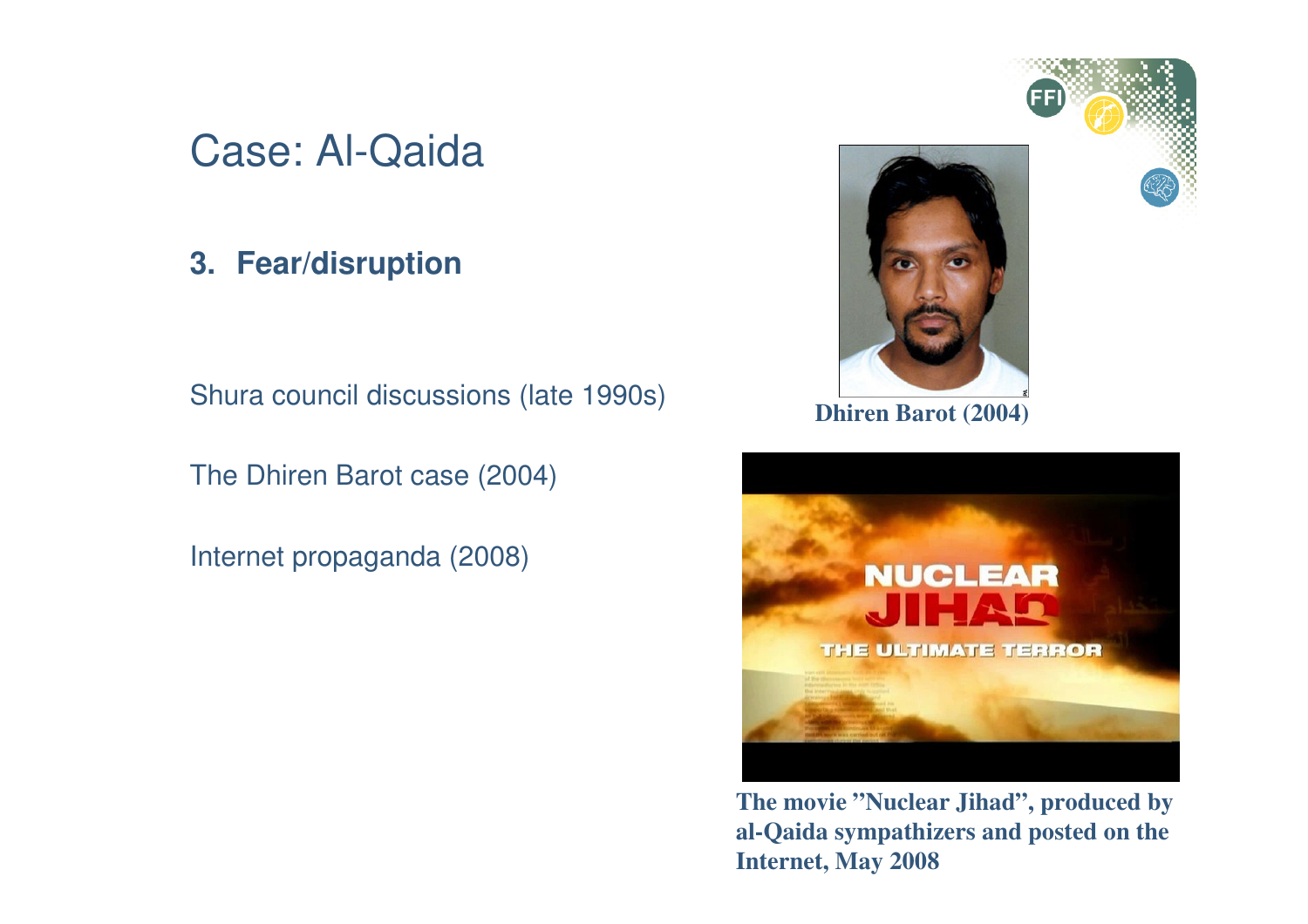# Case: Al-Qaida

## 3. Fear/disruption

Shura council discussions (late 1990s)

The Dhiren Barot case (2004)

Internet propaganda (2008)

**Dhiren Barot (2004)**

**The movie "Nuclear Jihad", produced by al-Qaida sympathizers and posted on the Internet, May 2008**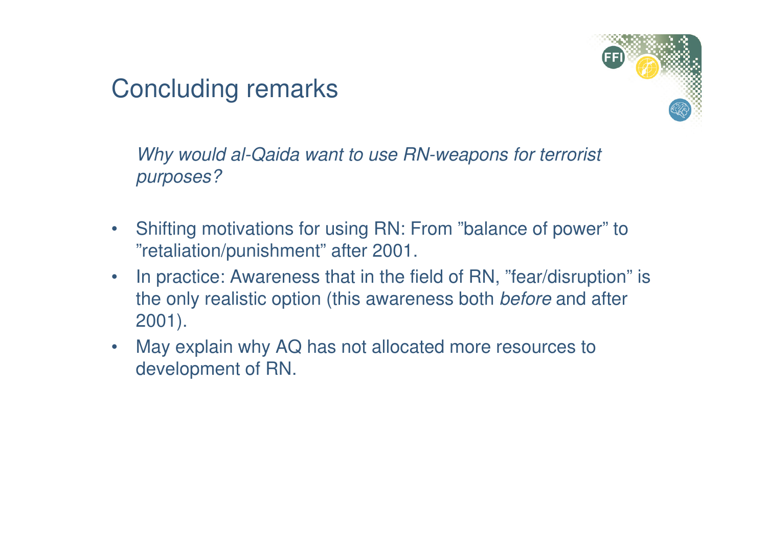# Concluding remarks

*Why would al-Qaida want to use RN-weapons for terrorist purposes?*

- Shifting motivations for using RN: From ”balance of power” to ”retaliation/punishment” after 2001.
- In practice: Awareness that in the field of RN, ”fear/disruption” is the only realistic option (this awareness both *before* and after 2001).
- May explain why AQ has not allocated more resources to development of RN.